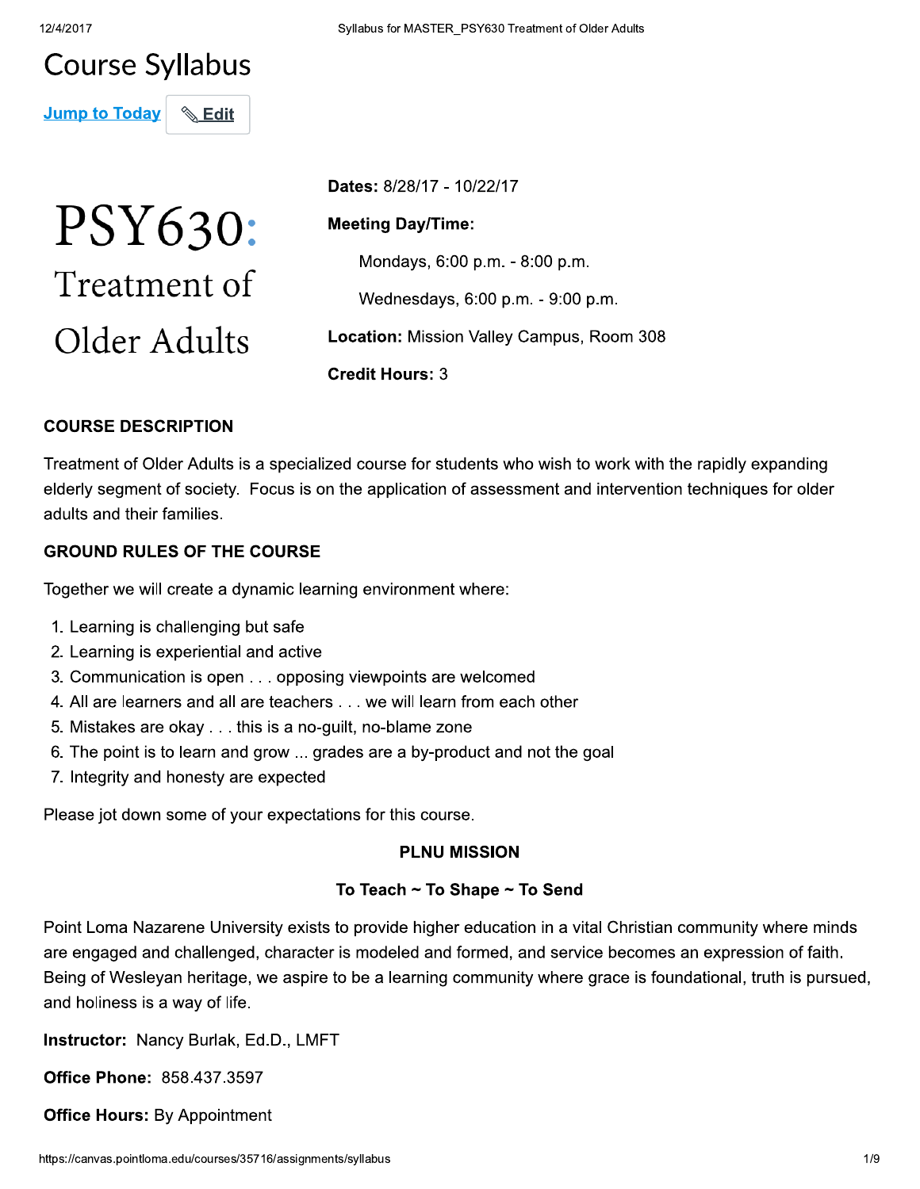# Course Syllabus

Jump to Today Edit

# PSY630: Treatment of Older Adults

**Dates:** 8/28/17 - 10/22/17

**Meeting Day/Time:**

Mondays, 6:00 p.m. - 8:00 p.m.

Wednesdays, 6:00 p.m. - 9:00 p.m.

**Location:** Mission Valley Campus, Room 308

**Credit Hours:** 3

### COURSE DESCRIPTION

Treatment of Older Adults is a specialized course for students who wish to work with the rapidly expanding elderly segment of society. Focus is on the application of assessment and intervention techniques for older adults and their families.

### GROUND RULES OF THE COURSE

Together we will create a dynamic learning environment where:

1. Learning is challenging but safe
2. Learning is experiential and active
3. Communication is open . . . opposing viewpoints are welcomed
4. All are learners and all are teachers . . . we will learn from each other
5. Mistakes are okay . . . this is a no-guilt, no-blame zone
6. The point is to learn and grow ... grades are a by-product and not the goal
7. Integrity and honesty are expected

Please jot down some of your expectations for this course.

### PLNU MISSION

**To Teach ~ To Shape ~ To Send**

Point Loma Nazarene University exists to provide higher education in a vital Christian community where minds are engaged and challenged, character is modeled and formed, and service becomes an expression of faith. Being of Wesleyan heritage, we aspire to be a learning community where grace is foundational, truth is pursued, and holiness is a way of life.

**Instructor:** Nancy Burlak, Ed.D., LMFT

**Office Phone:** 858.437.3597

**Office Hours:** By Appointment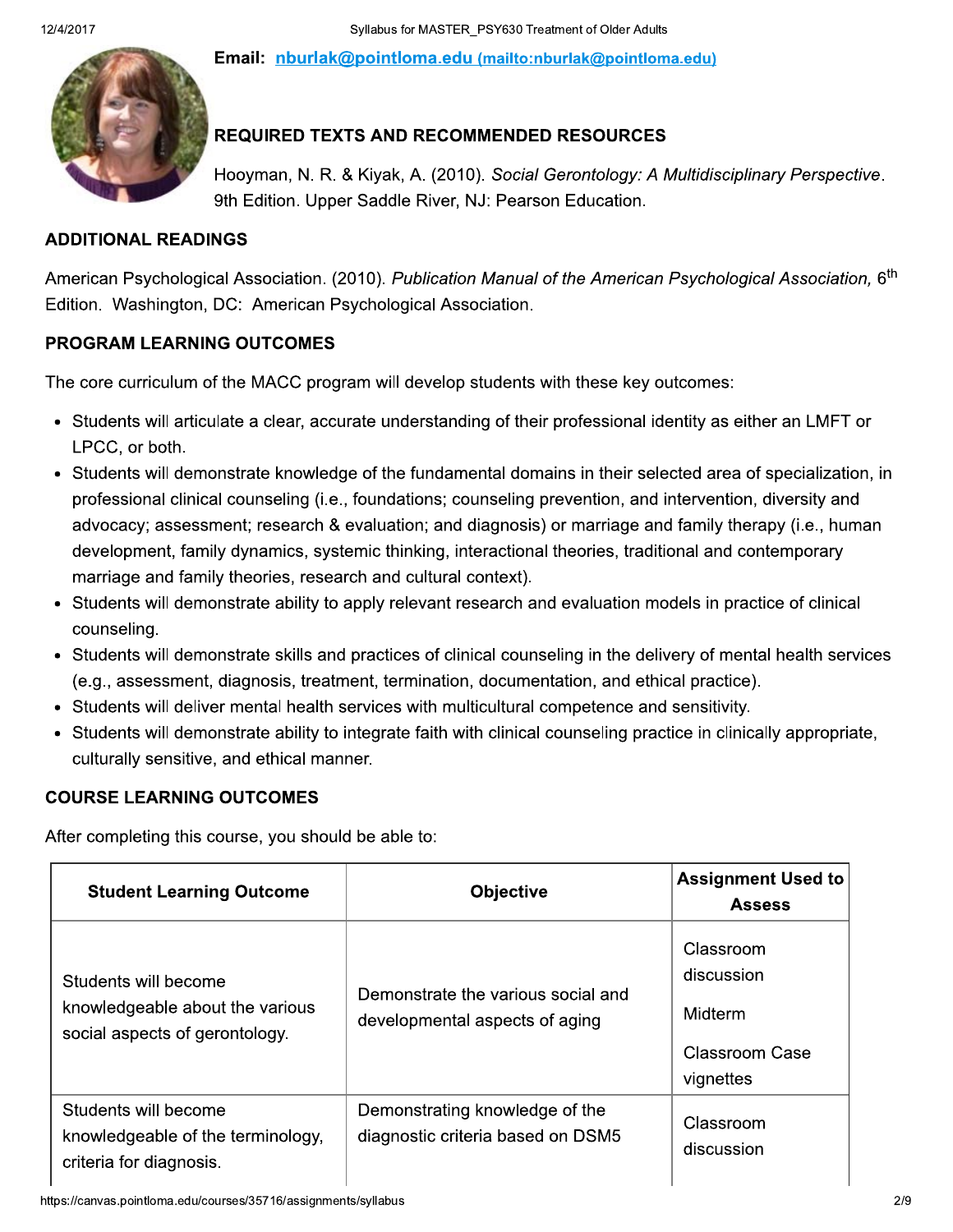**Email:** [nburlak@pointloma.edu (mailto:nburlak@pointloma.edu)](mailto:nburlak@pointloma.edu)

## REQUIRED TEXTS AND RECOMMENDED RESOURCES

Hooyman, N. R. & Kiyak, A. (2010). *Social Gerontology: A Multidisciplinary Perspective*. 9th Edition. Upper Saddle River, NJ: Pearson Education.

## ADDITIONAL READINGS

American Psychological Association. (2010). *Publication Manual of the American Psychological Association,* 6th Edition. Washington, DC: American Psychological Association.

## PROGRAM LEARNING OUTCOMES

The core curriculum of the MACC program will develop students with these key outcomes:

- Students will articulate a clear, accurate understanding of their professional identity as either an LMFT or LPCC, or both.
- Students will demonstrate knowledge of the fundamental domains in their selected area of specialization, in professional clinical counseling (i.e., foundations; counseling prevention, and intervention, diversity and advocacy; assessment; research & evaluation; and diagnosis) or marriage and family therapy (i.e., human development, family dynamics, systemic thinking, interactional theories, traditional and contemporary marriage and family theories, research and cultural context).
- Students will demonstrate ability to apply relevant research and evaluation models in practice of clinical counseling.
- Students will demonstrate skills and practices of clinical counseling in the delivery of mental health services (e.g., assessment, diagnosis, treatment, termination, documentation, and ethical practice).
- Students will deliver mental health services with multicultural competence and sensitivity.
- Students will demonstrate ability to integrate faith with clinical counseling practice in clinically appropriate, culturally sensitive, and ethical manner.

## COURSE LEARNING OUTCOMES

After completing this course, you should be able to:

| Student Learning Outcome | Objective | Assignment Used to Assess |
|---|---|---|
| Students will become knowledgeable about the various social aspects of gerontology. | Demonstrate the various social and developmental aspects of aging | Classroom discussion<br><br>Midterm<br><br>Classroom Case vignettes |
| Students will become knowledgeable of the terminology, criteria for diagnosis. | Demonstrating knowledge of the diagnostic criteria based on DSM5 | Classroom discussion |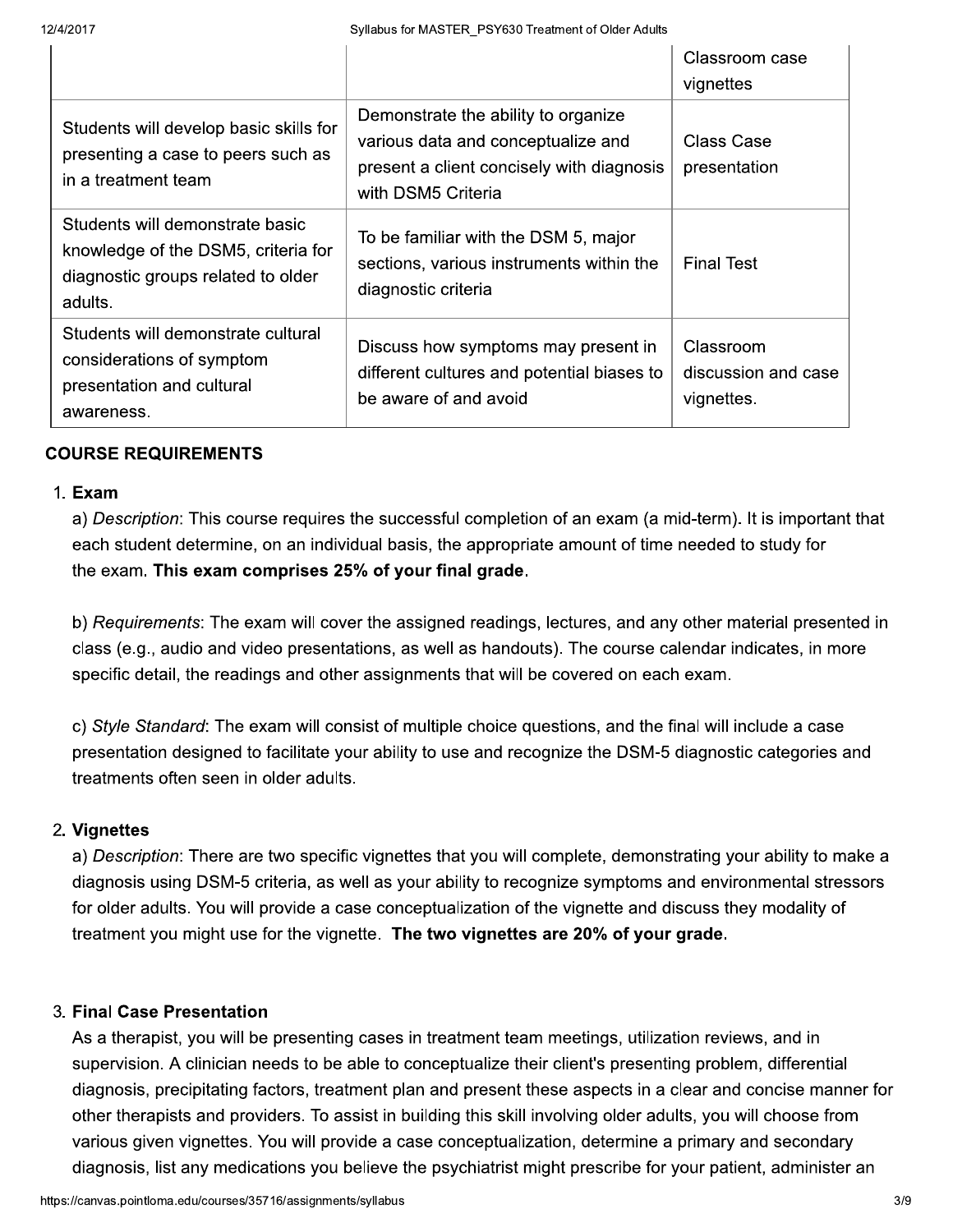| | | |
|---|---|---|
| | | Classroom case vignettes |
| Students will develop basic skills for presenting a case to peers such as in a treatment team | Demonstrate the ability to organize various data and conceptualize and present a client concisely with diagnosis with DSM5 Criteria | Class Case presentation |
| Students will demonstrate basic knowledge of the DSM5, criteria for diagnostic groups related to older adults. | To be familiar with the DSM 5, major sections, various instruments within the diagnostic criteria | Final Test |
| Students will demonstrate cultural considerations of symptom presentation and cultural awareness. | Discuss how symptoms may present in different cultures and potential biases to be aware of and avoid | Classroom discussion and case vignettes. |

## COURSE REQUIREMENTS

1. **Exam**

   a) *Description*: This course requires the successful completion of an exam (a mid-term). It is important that each student determine, on an individual basis, the appropriate amount of time needed to study for the exam. **This exam comprises 25% of your final grade.**

   b) *Requirements*: The exam will cover the assigned readings, lectures, and any other material presented in class (e.g., audio and video presentations, as well as handouts). The course calendar indicates, in more specific detail, the readings and other assignments that will be covered on each exam.

   c) *Style Standard*: The exam will consist of multiple choice questions, and the final will include a case presentation designed to facilitate your ability to use and recognize the DSM-5 diagnostic categories and treatments often seen in older adults.

2. **Vignettes**

   a) *Description*: There are two specific vignettes that you will complete, demonstrating your ability to make a diagnosis using DSM-5 criteria, as well as your ability to recognize symptoms and environmental stressors for older adults. You will provide a case conceptualization of the vignette and discuss they modality of treatment you might use for the vignette. **The two vignettes are 20% of your grade.**

3. **Final Case Presentation**

   As a therapist, you will be presenting cases in treatment team meetings, utilization reviews, and in supervision. A clinician needs to be able to conceptualize their client's presenting problem, differential diagnosis, precipitating factors, treatment plan and present these aspects in a clear and concise manner for other therapists and providers. To assist in building this skill involving older adults, you will choose from various given vignettes. You will provide a case conceptualization, determine a primary and secondary diagnosis, list any medications you believe the psychiatrist might prescribe for your patient, administer an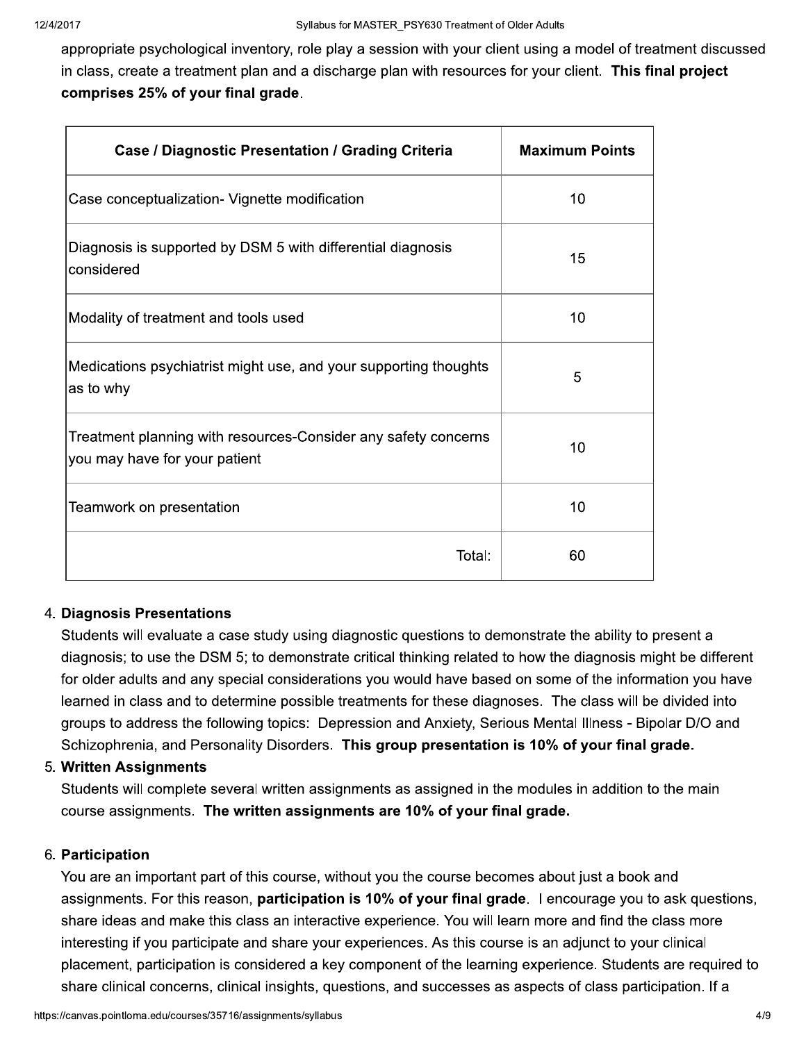appropriate psychological inventory, role play a session with your client using a model of treatment discussed in class, create a treatment plan and a discharge plan with resources for your client. **This final project comprises 25% of your final grade**.

| Case / Diagnostic Presentation / Grading Criteria | Maximum Points |
|---|---|
| Case conceptualization- Vignette modification | 10 |
| Diagnosis is supported by DSM 5 with differential diagnosis considered | 15 |
| Modality of treatment and tools used | 10 |
| Medications psychiatrist might use, and your supporting thoughts as to why | 5 |
| Treatment planning with resources-Consider any safety concerns you may have for your patient | 10 |
| Teamwork on presentation | 10 |
| Total: | 60 |

4. **Diagnosis Presentations**
   Students will evaluate a case study using diagnostic questions to demonstrate the ability to present a diagnosis; to use the DSM 5; to demonstrate critical thinking related to how the diagnosis might be different for older adults and any special considerations you would have based on some of the information you have learned in class and to determine possible treatments for these diagnoses. The class will be divided into groups to address the following topics: Depression and Anxiety, Serious Mental Illness - Bipolar D/O and Schizophrenia, and Personality Disorders. **This group presentation is 10% of your final grade.**
5. **Written Assignments**
   Students will complete several written assignments as assigned in the modules in addition to the main course assignments. **The written assignments are 10% of your final grade.**
6. **Participation**
   You are an important part of this course, without you the course becomes about just a book and assignments. For this reason, **participation is 10% of your final grade**. I encourage you to ask questions, share ideas and make this class an interactive experience. You will learn more and find the class more interesting if you participate and share your experiences. As this course is an adjunct to your clinical placement, participation is considered a key component of the learning experience. Students are required to share clinical concerns, clinical insights, questions, and successes as aspects of class participation. If a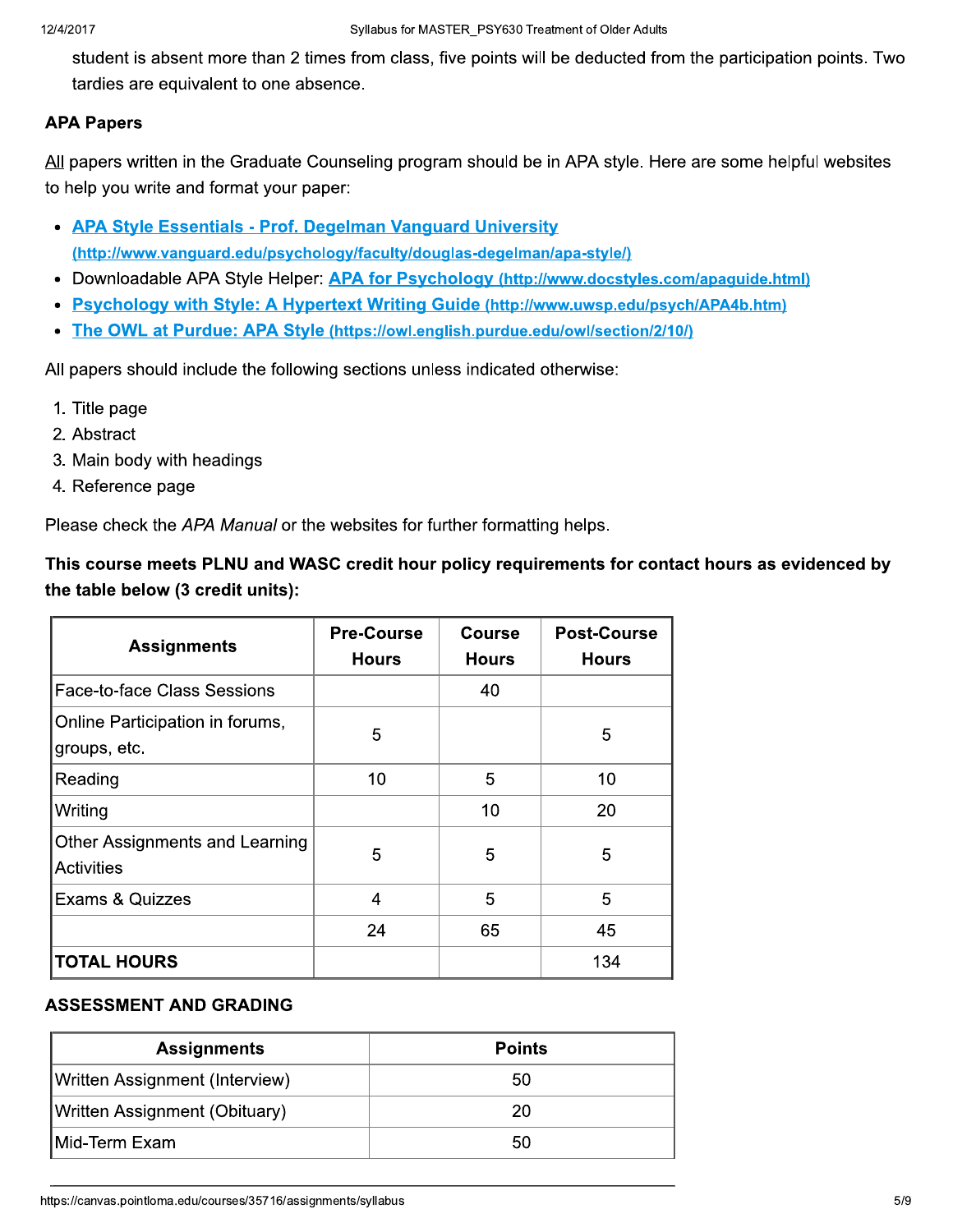student is absent more than 2 times from class, five points will be deducted from the participation points. Two tardies are equivalent to one absence.

### APA Papers

All papers written in the Graduate Counseling program should be in APA style. Here are some helpful websites to help you write and format your paper:

- [APA Style Essentials - Prof. Degelman Vanguard University (http://www.vanguard.edu/psychology/faculty/douglas-degelman/apa-style/)](http://www.vanguard.edu/psychology/faculty/douglas-degelman/apa-style/)
- Downloadable APA Style Helper: [APA for Psychology (http://www.docstyles.com/apaguide.html)](http://www.docstyles.com/apaguide.html)
- [Psychology with Style: A Hypertext Writing Guide (http://www.uwsp.edu/psych/APA4b.htm)](http://www.uwsp.edu/psych/APA4b.htm)
- [The OWL at Purdue: APA Style (https://owl.english.purdue.edu/owl/section/2/10/)](https://owl.english.purdue.edu/owl/section/2/10/)

All papers should include the following sections unless indicated otherwise:

1. Title page
2. Abstract
3. Main body with headings
4. Reference page

Please check the *APA Manual* or the websites for further formatting helps.

**This course meets PLNU and WASC credit hour policy requirements for contact hours as evidenced by the table below (3 credit units):**

| Assignments | Pre-Course Hours | Course Hours | Post-Course Hours |
|---|---|---|---|
| Face-to-face Class Sessions | | 40 | |
| Online Participation in forums, groups, etc. | 5 | | 5 |
| Reading | 10 | 5 | 10 |
| Writing | | 10 | 20 |
| Other Assignments and Learning Activities | 5 | 5 | 5 |
| Exams & Quizzes | 4 | 5 | 5 |
| | 24 | 65 | 45 |
| **TOTAL HOURS** | | | 134 |

### ASSESSMENT AND GRADING

| Assignments | Points |
|---|---|
| Written Assignment (Interview) | 50 |
| Written Assignment (Obituary) | 20 |
| Mid-Term Exam | 50 |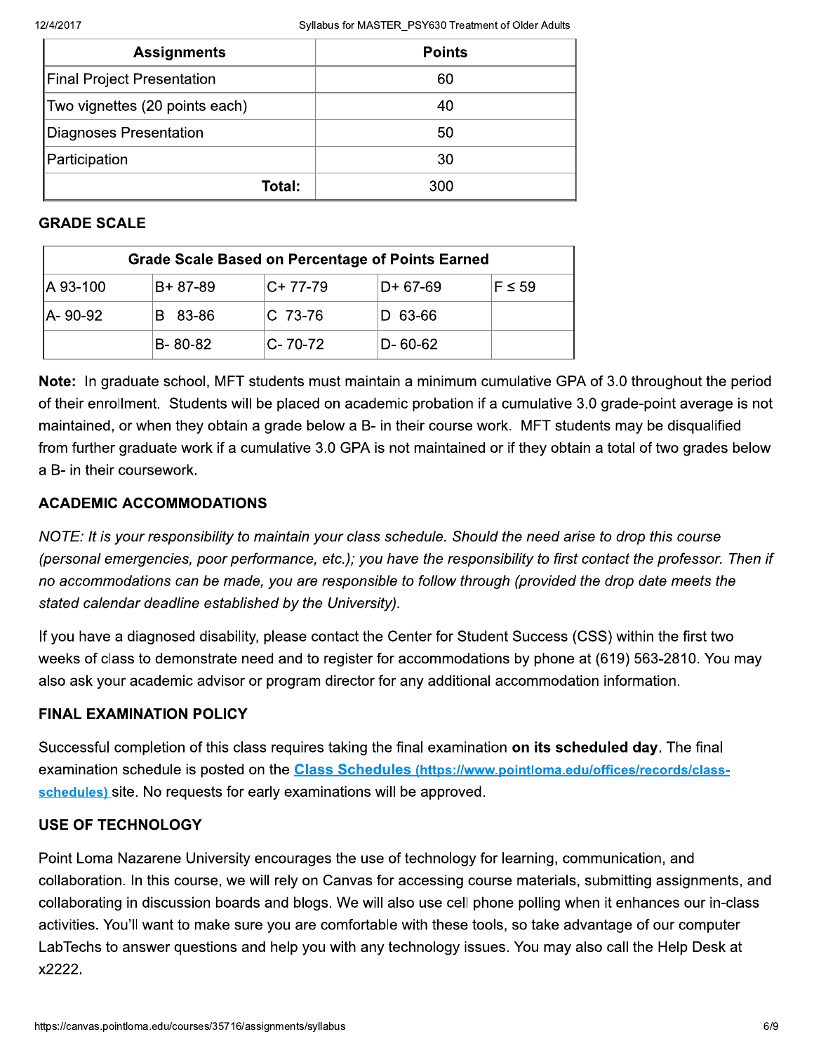| Assignments | Points |
|---|---|
| Final Project Presentation | 60 |
| Two vignettes (20 points each) | 40 |
| Diagnoses Presentation | 50 |
| Participation | 30 |
| **Total:** | 300 |

### GRADE SCALE

| Grade Scale Based on Percentage of Points Earned | | | | |
|---|---|---|---|---|
| A 93-100 | B+ 87-89 | C+ 77-79 | D+ 67-69 | F ≤ 59 |
| A- 90-92 | B 83-86 | C 73-76 | D 63-66 | |
| | B- 80-82 | C- 70-72 | D- 60-62 | |

**Note:** In graduate school, MFT students must maintain a minimum cumulative GPA of 3.0 throughout the period of their enrollment. Students will be placed on academic probation if a cumulative 3.0 grade-point average is not maintained, or when they obtain a grade below a B- in their course work. MFT students may be disqualified from further graduate work if a cumulative 3.0 GPA is not maintained or if they obtain a total of two grades below a B- in their coursework.

### ACADEMIC ACCOMMODATIONS

*NOTE: It is your responsibility to maintain your class schedule. Should the need arise to drop this course (personal emergencies, poor performance, etc.); you have the responsibility to first contact the professor. Then if no accommodations can be made, you are responsible to follow through (provided the drop date meets the stated calendar deadline established by the University).*

If you have a diagnosed disability, please contact the Center for Student Success (CSS) within the first two weeks of class to demonstrate need and to register for accommodations by phone at (619) 563-2810. You may also ask your academic advisor or program director for any additional accommodation information.

### FINAL EXAMINATION POLICY

Successful completion of this class requires taking the final examination **on its scheduled day**. The final examination schedule is posted on the [Class Schedules (https://www.pointloma.edu/offices/records/class-schedules)](https://www.pointloma.edu/offices/records/class-schedules) site. No requests for early examinations will be approved.

### USE OF TECHNOLOGY

Point Loma Nazarene University encourages the use of technology for learning, communication, and collaboration. In this course, we will rely on Canvas for accessing course materials, submitting assignments, and collaborating in discussion boards and blogs. We will also use cell phone polling when it enhances our in-class activities. You'll want to make sure you are comfortable with these tools, so take advantage of our computer LabTechs to answer questions and help you with any technology issues. You may also call the Help Desk at x2222.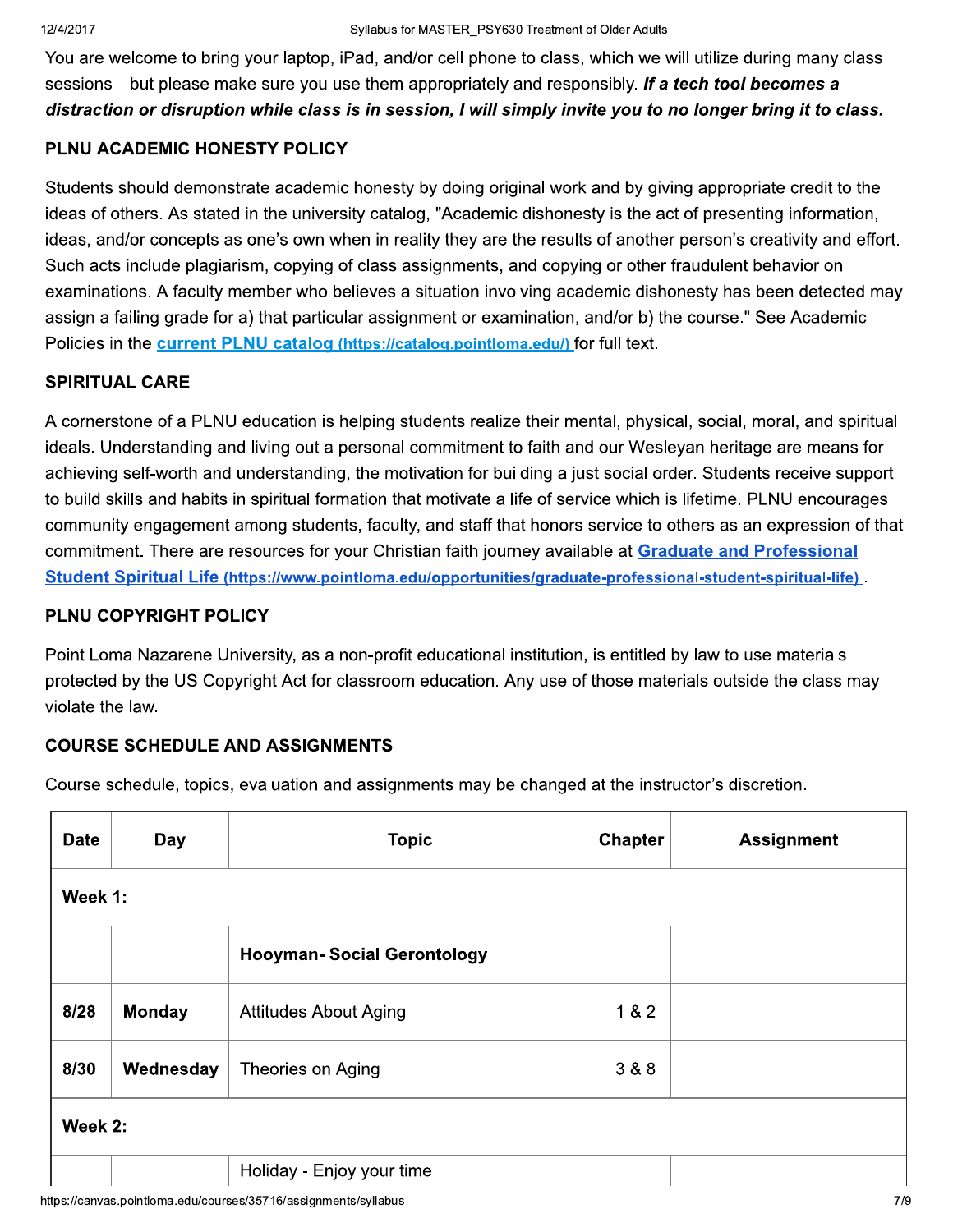You are welcome to bring your laptop, iPad, and/or cell phone to class, which we will utilize during many class sessions—but please make sure you use them appropriately and responsibly. ***If a tech tool becomes a distraction or disruption while class is in session, I will simply invite you to no longer bring it to class.***

### PLNU ACADEMIC HONESTY POLICY

Students should demonstrate academic honesty by doing original work and by giving appropriate credit to the ideas of others. As stated in the university catalog, "Academic dishonesty is the act of presenting information, ideas, and/or concepts as one's own when in reality they are the results of another person's creativity and effort. Such acts include plagiarism, copying of class assignments, and copying or other fraudulent behavior on examinations. A faculty member who believes a situation involving academic dishonesty has been detected may assign a failing grade for a) that particular assignment or examination, and/or b) the course." See Academic Policies in the [current PLNU catalog (https://catalog.pointloma.edu/)](https://catalog.pointloma.edu/) for full text.

### SPIRITUAL CARE

A cornerstone of a PLNU education is helping students realize their mental, physical, social, moral, and spiritual ideals. Understanding and living out a personal commitment to faith and our Wesleyan heritage are means for achieving self-worth and understanding, the motivation for building a just social order. Students receive support to build skills and habits in spiritual formation that motivate a life of service which is lifetime. PLNU encourages community engagement among students, faculty, and staff that honors service to others as an expression of that commitment. There are resources for your Christian faith journey available at [Graduate and Professional Student Spiritual Life (https://www.pointloma.edu/opportunities/graduate-professional-student-spiritual-life)](https://www.pointloma.edu/opportunities/graduate-professional-student-spiritual-life) .

### PLNU COPYRIGHT POLICY

Point Loma Nazarene University, as a non-profit educational institution, is entitled by law to use materials protected by the US Copyright Act for classroom education. Any use of those materials outside the class may violate the law.

### COURSE SCHEDULE AND ASSIGNMENTS

Course schedule, topics, evaluation and assignments may be changed at the instructor's discretion.

| Date | Day | Topic | Chapter | Assignment |
|---|---|---|---|---|
| **Week 1:** | | | | |
| | | **Hooyman- Social Gerontology** | | |
| 8/28 | **Monday** | Attitudes About Aging | 1 & 2 | |
| 8/30 | **Wednesday** | Theories on Aging | 3 & 8 | |
| **Week 2:** | | | | |
| | | Holiday - Enjoy your time | | |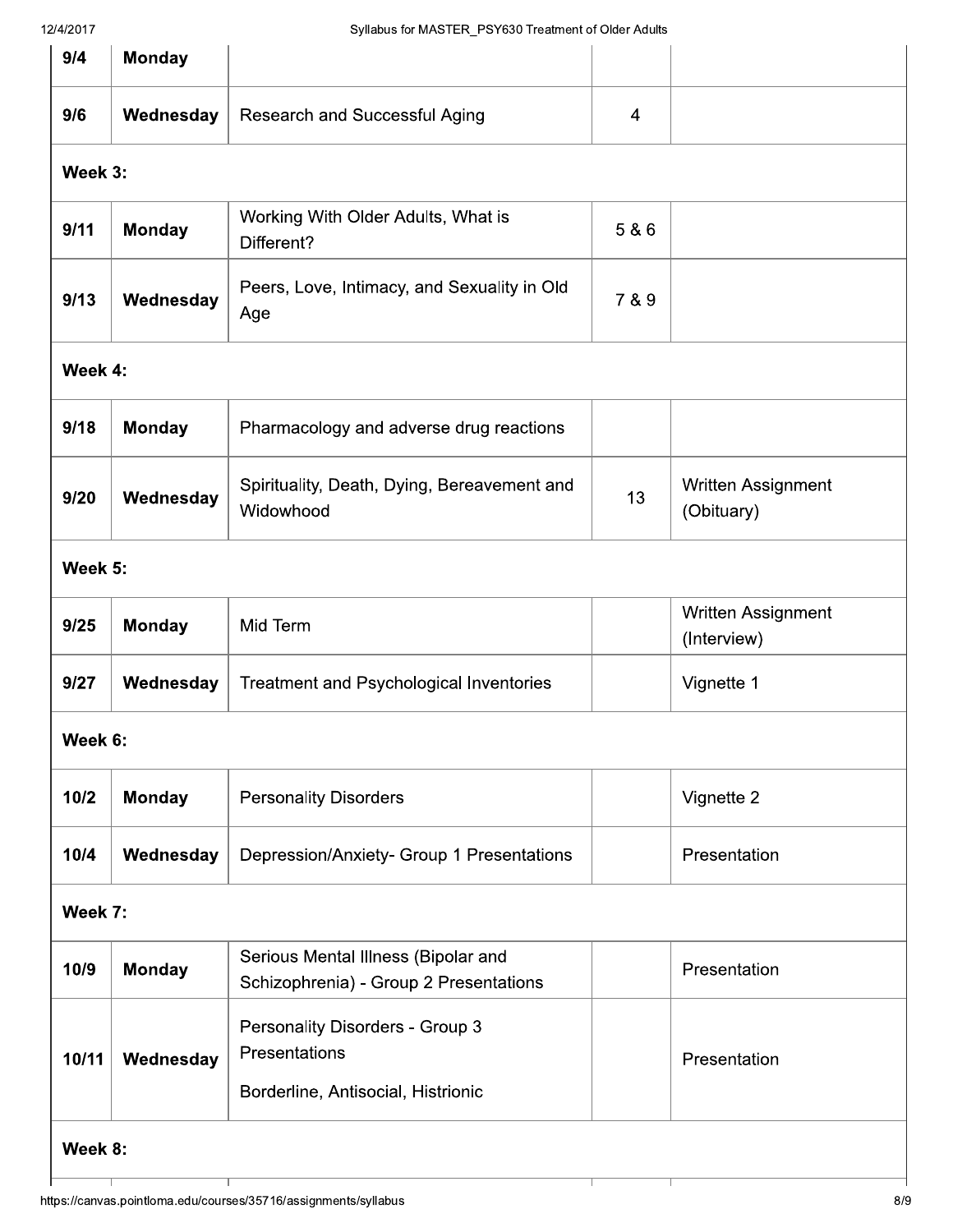| | | | | |
|---|---|---|---|---|
| 9/4 | Monday | | | |
| 9/6 | Wednesday | Research and Successful Aging | 4 | |
| Week 3: | | | | |
| 9/11 | Monday | Working With Older Adults, What is Different? | 5 & 6 | |
| 9/13 | Wednesday | Peers, Love, Intimacy, and Sexuality in Old Age | 7 & 9 | |
| Week 4: | | | | |
| 9/18 | Monday | Pharmacology and adverse drug reactions | | |
| 9/20 | Wednesday | Spirituality, Death, Dying, Bereavement and Widowhood | 13 | Written Assignment (Obituary) |
| Week 5: | | | | |
| 9/25 | Monday | Mid Term | | Written Assignment (Interview) |
| 9/27 | Wednesday | Treatment and Psychological Inventories | | Vignette 1 |
| Week 6: | | | | |
| 10/2 | Monday | Personality Disorders | | Vignette 2 |
| 10/4 | Wednesday | Depression/Anxiety- Group 1 Presentations | | Presentation |
| Week 7: | | | | |
| 10/9 | Monday | Serious Mental Illness (Bipolar and Schizophrenia) - Group 2 Presentations | | Presentation |
| 10/11 | Wednesday | Personality Disorders - Group 3 Presentations<br><br>Borderline, Antisocial, Histrionic | | Presentation |
| Week 8: | | | | |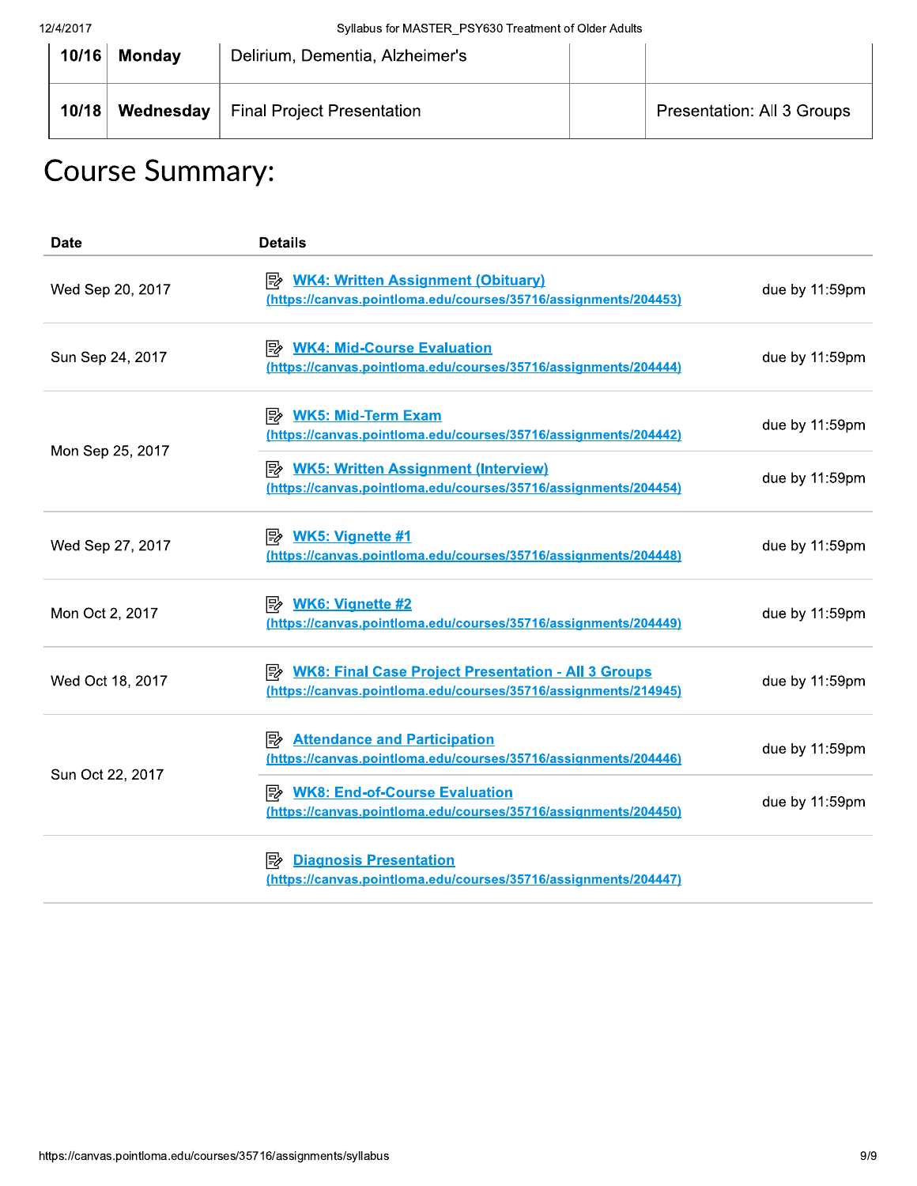| | | | | |
|---|---|---|---|---|
| 10/16 | Monday | Delirium, Dementia, Alzheimer's | | |
| 10/18 | Wednesday | Final Project Presentation | | Presentation: All 3 Groups |

# Course Summary:

| Date | Details | |
|---|---|---|
| Wed Sep 20, 2017 | WK4: Written Assignment (Obituary) (https://canvas.pointloma.edu/courses/35716/assignments/204453) | due by 11:59pm |
| Sun Sep 24, 2017 | WK4: Mid-Course Evaluation (https://canvas.pointloma.edu/courses/35716/assignments/204444) | due by 11:59pm |
| Mon Sep 25, 2017 | WK5: Mid-Term Exam (https://canvas.pointloma.edu/courses/35716/assignments/204442) | due by 11:59pm |
| | WK5: Written Assignment (Interview) (https://canvas.pointloma.edu/courses/35716/assignments/204454) | due by 11:59pm |
| Wed Sep 27, 2017 | WK5: Vignette #1 (https://canvas.pointloma.edu/courses/35716/assignments/204448) | due by 11:59pm |
| Mon Oct 2, 2017 | WK6: Vignette #2 (https://canvas.pointloma.edu/courses/35716/assignments/204449) | due by 11:59pm |
| Wed Oct 18, 2017 | WK8: Final Case Project Presentation - All 3 Groups (https://canvas.pointloma.edu/courses/35716/assignments/214945) | due by 11:59pm |
| Sun Oct 22, 2017 | Attendance and Participation (https://canvas.pointloma.edu/courses/35716/assignments/204446) | due by 11:59pm |
| | WK8: End-of-Course Evaluation (https://canvas.pointloma.edu/courses/35716/assignments/204450) | due by 11:59pm |
| | Diagnosis Presentation (https://canvas.pointloma.edu/courses/35716/assignments/204447) | |